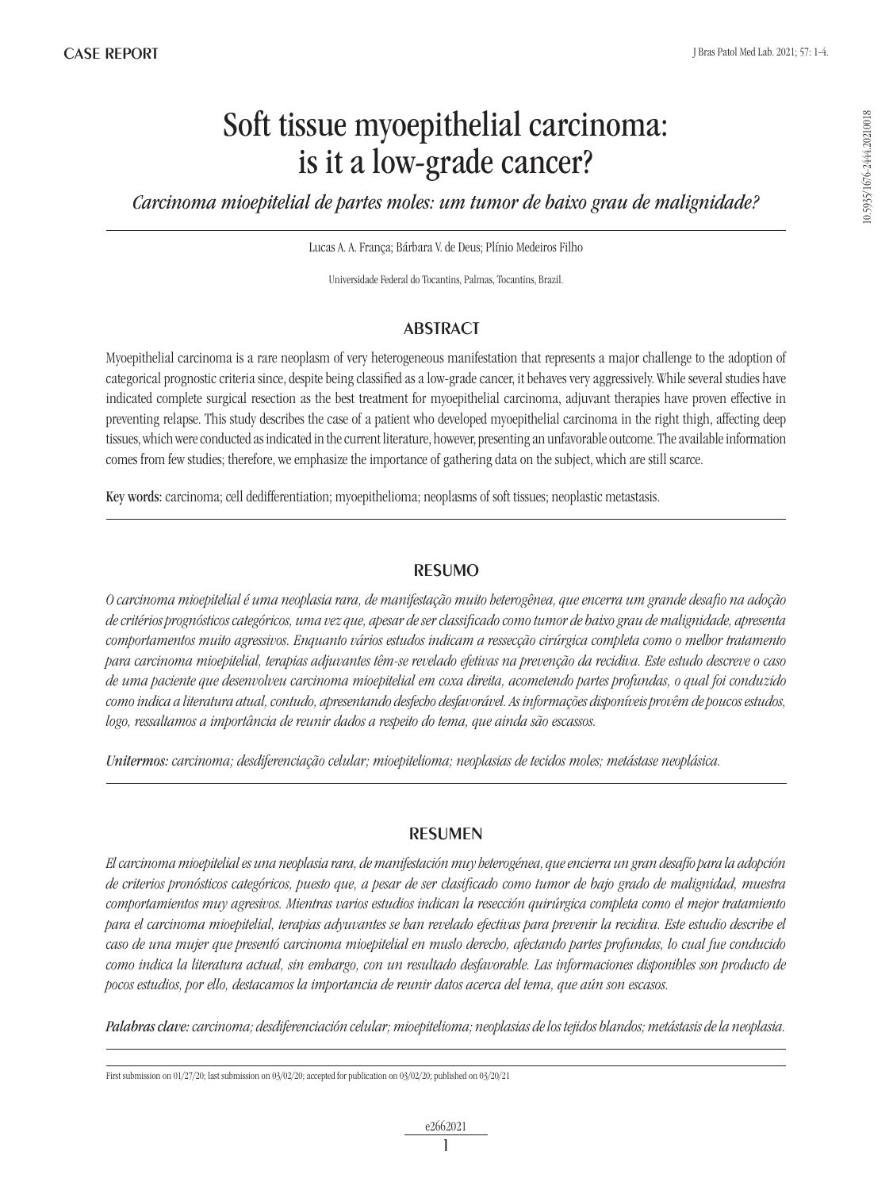CASE REPORT

# Soft tissue myoepithelial carcinoma: is it a low-grade cancer?

*Carcinoma mioepitelial de partes moles: um tumor de baixo grau de malignidade?*

Lucas A. A. França; Bárbara V. de Deus; Plínio Medeiros Filho

Universidade Federal do Tocantins, Palmas, Tocantins, Brazil.

10.5935/1676-2444.20210018

## ABSTRACT

Myoepithelial carcinoma is a rare neoplasm of very heterogeneous manifestation that represents a major challenge to the adoption of categorical prognostic criteria since, despite being classified as a low-grade cancer, it behaves very aggressively. While several studies have indicated complete surgical resection as the best treatment for myoepithelial carcinoma, adjuvant therapies have proven effective in preventing relapse. This study describes the case of a patient who developed myoepithelial carcinoma in the right thigh, affecting deep tissues, which were conducted as indicated in the current literature, however, presenting an unfavorable outcome. The available information comes from few studies; therefore, we emphasize the importance of gathering data on the subject, which are still scarce.

**Key words:** carcinoma; cell dedifferentiation; myoepithelioma; neoplasms of soft tissues; neoplastic metastasis.

## RESUMO

*O carcinoma mioepitelial é uma neoplasia rara, de manifestação muito heterogênea, que encerra um grande desafio na adoção de critérios prognósticos categóricos, uma vez que, apesar de ser classificado como tumor de baixo grau de malignidade, apresenta comportamentos muito agressivos. Enquanto vários estudos indicam a ressecção cirúrgica completa como o melhor tratamento para carcinoma mioepitelial, terapias adjuvantes têm-se revelado efetivas na prevenção da recidiva. Este estudo descreve o caso de uma paciente que desenvolveu carcinoma mioepitelial em coxa direita, acometendo partes profundas, o qual foi conduzido como indica a literatura atual, contudo, apresentando desfecho desfavorável. As informações disponíveis provêm de poucos estudos, logo, ressaltamos a importância de reunir dados a respeito do tema, que ainda são escassos.*

***Unitermos:*** *carcinoma; desdiferenciação celular; mioepitelioma; neoplasias de tecidos moles; metástase neoplásica.*

## RESUMEN

*El carcinoma mioepitelial es una neoplasia rara, de manifestación muy heterogénea, que encierra un gran desafío para la adopción de criterios pronósticos categóricos, puesto que, a pesar de ser clasificado como tumor de bajo grado de malignidad, muestra comportamientos muy agresivos. Mientras varios estudios indican la resección quirúrgica completa como el mejor tratamiento para el carcinoma mioepitelial, terapias adyuvantes se han revelado efectivas para prevenir la recidiva. Este estudio describe el caso de una mujer que presentó carcinoma mioepitelial en muslo derecho, afectando partes profundas, lo cual fue conducido como indica la literatura actual, sin embargo, con un resultado desfavorable. Las informaciones disponibles son producto de pocos estudios, por ello, destacamos la importancia de reunir datos acerca del tema, que aún son escasos.*

***Palabras clave:*** *carcinoma; desdiferenciación celular; mioepitelioma; neoplasias de los tejidos blandos; metástasis de la neoplasia.*

First submission on 01/27/20; last submission on 03/02/20; accepted for publication on 03/02/20; published on 03/20/21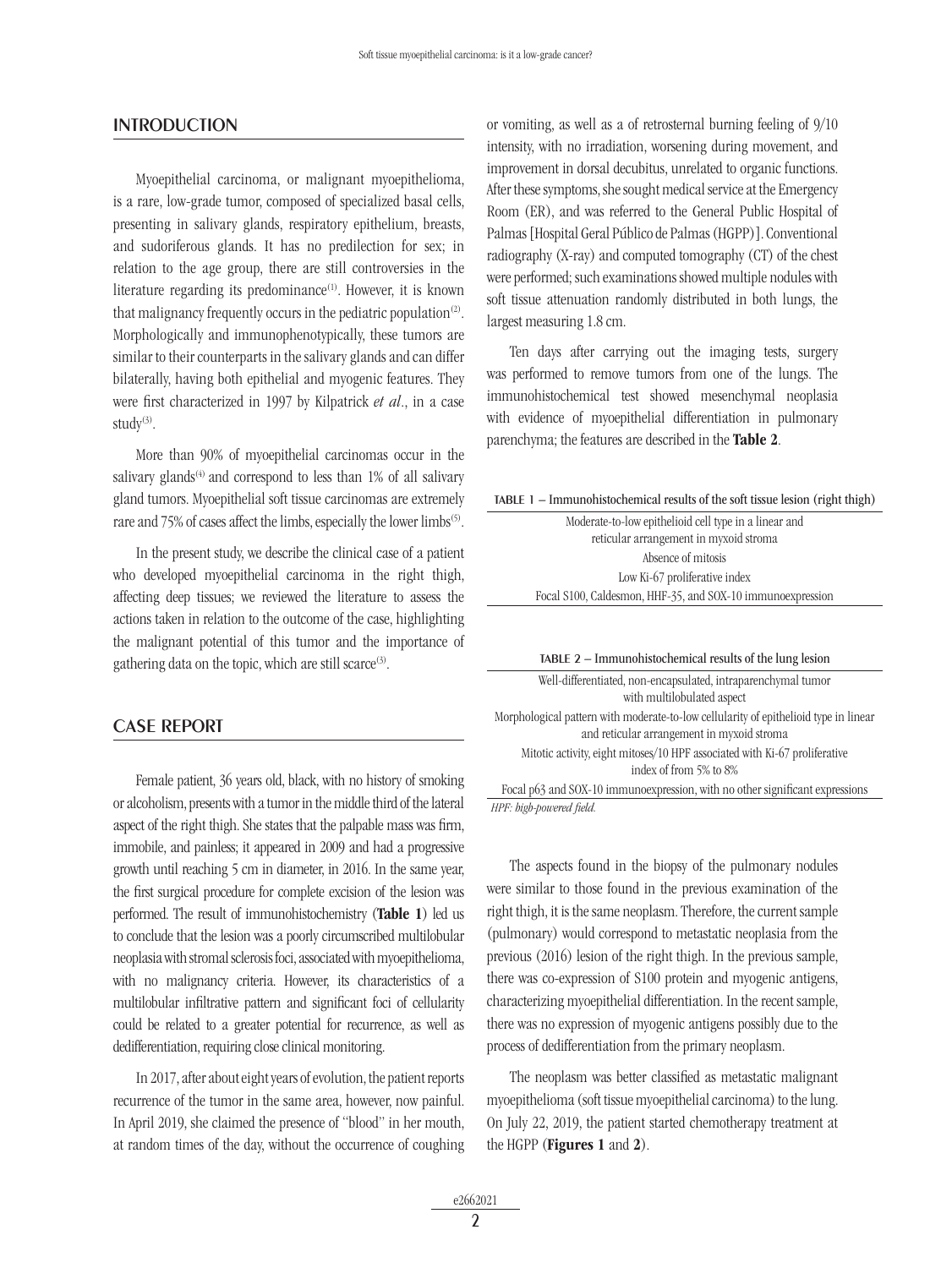## INTRODUCTION

Myoepithelial carcinoma, or malignant myoepithelioma, is a rare, low-grade tumor, composed of specialized basal cells, presenting in salivary glands, respiratory epithelium, breasts, and sudoriferous glands. It has no predilection for sex; in relation to the age group, there are still controversies in the literature regarding its predominance[1]. However, it is known that malignancy frequently occurs in the pediatric population[2]. Morphologically and immunophenotypically, these tumors are similar to their counterparts in the salivary glands and can differ bilaterally, having both epithelial and myogenic features. They were first characterized in 1997 by Kilpatrick *et al*., in a case study[3].

More than 90% of myoepithelial carcinomas occur in the salivary glands[4] and correspond to less than 1% of all salivary gland tumors. Myoepithelial soft tissue carcinomas are extremely rare and 75% of cases affect the limbs, especially the lower limbs[5].

In the present study, we describe the clinical case of a patient who developed myoepithelial carcinoma in the right thigh, affecting deep tissues; we reviewed the literature to assess the actions taken in relation to the outcome of the case, highlighting the malignant potential of this tumor and the importance of gathering data on the topic, which are still scarce[3].

## CASE REPORT

Female patient, 36 years old, black, with no history of smoking or alcoholism, presents with a tumor in the middle third of the lateral aspect of the right thigh. She states that the palpable mass was firm, immobile, and painless; it appeared in 2009 and had a progressive growth until reaching 5 cm in diameter, in 2016. In the same year, the first surgical procedure for complete excision of the lesion was performed. The result of immunohistochemistry (**Table 1**) led us to conclude that the lesion was a poorly circumscribed multilobular neoplasia with stromal sclerosis foci, associated with myoepithelioma, with no malignancy criteria. However, its characteristics of a multilobular infiltrative pattern and significant foci of cellularity could be related to a greater potential for recurrence, as well as dedifferentiation, requiring close clinical monitoring.

In 2017, after about eight years of evolution, the patient reports recurrence of the tumor in the same area, however, now painful. In April 2019, she claimed the presence of "blood" in her mouth, at random times of the day, without the occurrence of coughing or vomiting, as well as a of retrosternal burning feeling of 9/10 intensity, with no irradiation, worsening during movement, and improvement in dorsal decubitus, unrelated to organic functions. After these symptoms, she sought medical service at the Emergency Room (ER), and was referred to the General Public Hospital of Palmas [Hospital Geral Público de Palmas (HGPP)]. Conventional radiography (X-ray) and computed tomography (CT) of the chest were performed; such examinations showed multiple nodules with soft tissue attenuation randomly distributed in both lungs, the largest measuring 1.8 cm.

Ten days after carrying out the imaging tests, surgery was performed to remove tumors from one of the lungs. The immunohistochemical test showed mesenchymal neoplasia with evidence of myoepithelial differentiation in pulmonary parenchyma; the features are described in the **Table 2**.

**TABLE 1** – Immunohistochemical results of the soft tissue lesion (right thigh)

| |
|---|
| Moderate-to-low epithelioid cell type in a linear and reticular arrangement in myxoid stroma |
| Absence of mitosis |
| Low Ki-67 proliferative index |
| Focal S100, Caldesmon, HHF-35, and SOX-10 immunoexpression |

**TABLE 2** – Immunohistochemical results of the lung lesion

| |
|---|
| Well-differentiated, non-encapsulated, intraparenchymal tumor with multilobulated aspect |
| Morphological pattern with moderate-to-low cellularity of epithelioid type in linear and reticular arrangement in myxoid stroma |
| Mitotic activity, eight mitoses/10 HPF associated with Ki-67 proliferative index of from 5% to 8% |
| Focal p63 and SOX-10 immunoexpression, with no other significant expressions |

*HPF: high-powered field.*

The aspects found in the biopsy of the pulmonary nodules were similar to those found in the previous examination of the right thigh, it is the same neoplasm. Therefore, the current sample (pulmonary) would correspond to metastatic neoplasia from the previous (2016) lesion of the right thigh. In the previous sample, there was co-expression of S100 protein and myogenic antigens, characterizing myoepithelial differentiation. In the recent sample, there was no expression of myogenic antigens possibly due to the process of dedifferentiation from the primary neoplasm.

The neoplasm was better classified as metastatic malignant myoepithelioma (soft tissue myoepithelial carcinoma) to the lung. On July 22, 2019, the patient started chemotherapy treatment at the HGPP (**Figures 1** and **2**).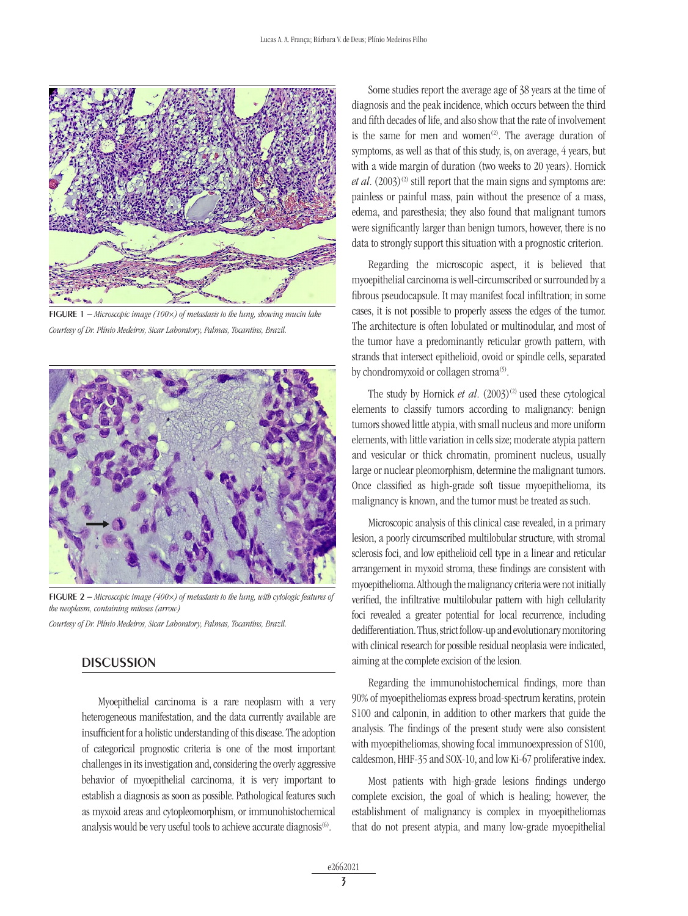FIGURE 1 – *Microscopic image (100×) of metastasis to the lung, showing mucin lake*
*Courtesy of Dr. Plínio Medeiros, Sicar Laboratory, Palmas, Tocantins, Brazil.*

FIGURE 2 – *Microscopic image (400×) of metastasis to the lung, with cytologic features of the neoplasm, containing mitoses (arrow)*
*Courtesy of Dr. Plínio Medeiros, Sicar Laboratory, Palmas, Tocantins, Brazil.*

## DISCUSSION

Myoepithelial carcinoma is a rare neoplasm with a very heterogeneous manifestation, and the data currently available are insufficient for a holistic understanding of this disease. The adoption of categorical prognostic criteria is one of the most important challenges in its investigation and, considering the overly aggressive behavior of myoepithelial carcinoma, it is very important to establish a diagnosis as soon as possible. Pathological features such as myxoid areas and cytopleomorphism, or immunohistochemical analysis would be very useful tools to achieve accurate diagnosis[6].

Some studies report the average age of 38 years at the time of diagnosis and the peak incidence, which occurs between the third and fifth decades of life, and also show that the rate of involvement is the same for men and women[2]. The average duration of symptoms, as well as that of this study, is, on average, 4 years, but with a wide margin of duration (two weeks to 20 years). Hornick *et al*. (2003)[2] still report that the main signs and symptoms are: painless or painful mass, pain without the presence of a mass, edema, and paresthesia; they also found that malignant tumors were significantly larger than benign tumors, however, there is no data to strongly support this situation with a prognostic criterion.

Regarding the microscopic aspect, it is believed that myoepithelial carcinoma is well-circumscribed or surrounded by a fibrous pseudocapsule. It may manifest focal infiltration; in some cases, it is not possible to properly assess the edges of the tumor. The architecture is often lobulated or multinodular, and most of the tumor have a predominantly reticular growth pattern, with strands that intersect epithelioid, ovoid or spindle cells, separated by chondromyxoid or collagen stroma[5].

The study by Hornick *et al*. (2003)[2] used these cytological elements to classify tumors according to malignancy: benign tumors showed little atypia, with small nucleus and more uniform elements, with little variation in cells size; moderate atypia pattern and vesicular or thick chromatin, prominent nucleus, usually large or nuclear pleomorphism, determine the malignant tumors. Once classified as high-grade soft tissue myoepithelioma, its malignancy is known, and the tumor must be treated as such.

Microscopic analysis of this clinical case revealed, in a primary lesion, a poorly circumscribed multilobular structure, with stromal sclerosis foci, and low epithelioid cell type in a linear and reticular arrangement in myxoid stroma, these findings are consistent with myoepithelioma. Although the malignancy criteria were not initially verified, the infiltrative multilobular pattern with high cellularity foci revealed a greater potential for local recurrence, including dedifferentiation. Thus, strict follow-up and evolutionary monitoring with clinical research for possible residual neoplasia were indicated, aiming at the complete excision of the lesion.

Regarding the immunohistochemical findings, more than 90% of myoepitheliomas express broad-spectrum keratins, protein S100 and calponin, in addition to other markers that guide the analysis. The findings of the present study were also consistent with myoepitheliomas, showing focal immunoexpression of S100, caldesmon, HHF-35 and SOX-10, and low Ki-67 proliferative index.

Most patients with high-grade lesions findings undergo complete excision, the goal of which is healing; however, the establishment of malignancy is complex in myoepitheliomas that do not present atypia, and many low-grade myoepithelial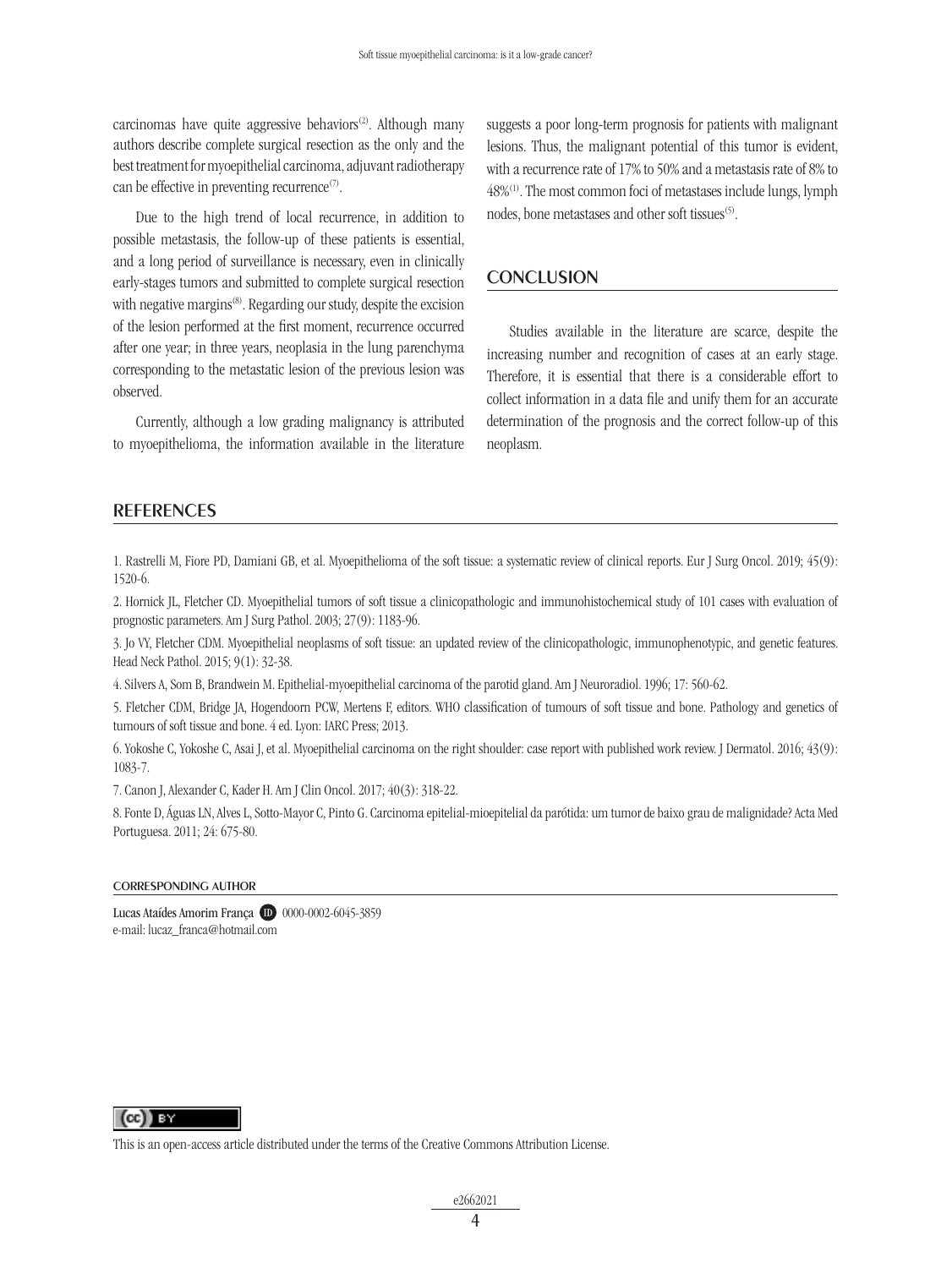carcinomas have quite aggressive behaviors[2]. Although many authors describe complete surgical resection as the only and the best treatment for myoepithelial carcinoma, adjuvant radiotherapy can be effective in preventing recurrence[7].

Due to the high trend of local recurrence, in addition to possible metastasis, the follow-up of these patients is essential, and a long period of surveillance is necessary, even in clinically early-stages tumors and submitted to complete surgical resection with negative margins[8]. Regarding our study, despite the excision of the lesion performed at the first moment, recurrence occurred after one year; in three years, neoplasia in the lung parenchyma corresponding to the metastatic lesion of the previous lesion was observed.

Currently, although a low grading malignancy is attributed to myoepithelioma, the information available in the literature suggests a poor long-term prognosis for patients with malignant lesions. Thus, the malignant potential of this tumor is evident, with a recurrence rate of 17% to 50% and a metastasis rate of 8% to 48%[1]. The most common foci of metastases include lungs, lymph nodes, bone metastases and other soft tissues[5].

## CONCLUSION

Studies available in the literature are scarce, despite the increasing number and recognition of cases at an early stage. Therefore, it is essential that there is a considerable effort to collect information in a data file and unify them for an accurate determination of the prognosis and the correct follow-up of this neoplasm.

## REFERENCES

1. Rastrelli M, Fiore PD, Damiani GB, et al. Myoepithelioma of the soft tissue: a systematic review of clinical reports. Eur J Surg Oncol. 2019; 45(9): 1520-6.

2. Hornick JL, Fletcher CD. Myoepithelial tumors of soft tissue a clinicopathologic and immunohistochemical study of 101 cases with evaluation of prognostic parameters. Am J Surg Pathol. 2003; 27(9): 1183-96.

3. Jo VY, Fletcher CDM. Myoepithelial neoplasms of soft tissue: an updated review of the clinicopathologic, immunophenotypic, and genetic features. Head Neck Pathol. 2015; 9(1): 32-38.

4. Silvers A, Som B, Brandwein M. Epithelial-myoepithelial carcinoma of the parotid gland. Am J Neuroradiol. 1996; 17: 560-62.

5. Fletcher CDM, Bridge JA, Hogendoorn PCW, Mertens F, editors. WHO classification of tumours of soft tissue and bone. Pathology and genetics of tumours of soft tissue and bone. 4 ed. Lyon: IARC Press; 2013.

6. Yokoshe C, Yokoshe C, Asai J, et al. Myoepithelial carcinoma on the right shoulder: case report with published work review. J Dermatol. 2016; 43(9): 1083-7.

7. Canon J, Alexander C, Kader H. Am J Clin Oncol. 2017; 40(3): 318-22.

8. Fonte D, Águas LN, Alves L, Sotto-Mayor C, Pinto G. Carcinoma epitelial-mioepitelial da parótida: um tumor de baixo grau de malignidade? Acta Med Portuguesa. 2011; 24: 675-80.

#### CORRESPONDING AUTHOR

**Lucas Ataídes Amorim França** 0000-0002-6045-3859
e-mail: lucaz_franca@hotmail.com

This is an open-access article distributed under the terms of the Creative Commons Attribution License.